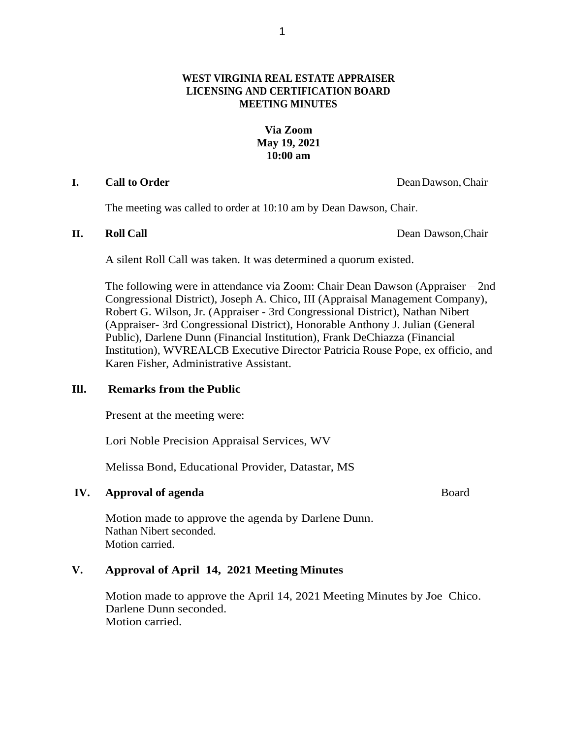# WEST VIRGINIA REAL ESTATE APPRAISER LICENSING AND CERTIFICATION BOARD MEETING MINUTES

**Via Zoom**
**May 19, 2021**
**10:00 am**

## I. Call to Order — Dean Dawson, Chair

The meeting was called to order at 10:10 am by Dean Dawson, Chair.

## II. Roll Call — Dean Dawson, Chair

A silent Roll Call was taken. It was determined a quorum existed.

The following were in attendance via Zoom: Chair Dean Dawson (Appraiser – 2nd Congressional District), Joseph A. Chico, III (Appraisal Management Company), Robert G. Wilson, Jr. (Appraiser - 3rd Congressional District), Nathan Nibert (Appraiser- 3rd Congressional District), Honorable Anthony J. Julian (General Public), Darlene Dunn (Financial Institution), Frank DeChiazza (Financial Institution), WVREALCB Executive Director Patricia Rouse Pope, ex officio, and Karen Fisher, Administrative Assistant.

## III. Remarks from the Public

Present at the meeting were:

Lori Noble Precision Appraisal Services, WV

Melissa Bond, Educational Provider, Datastar, MS

## IV. Approval of agenda — Board

Motion made to approve the agenda by Darlene Dunn.
Nathan Nibert seconded.
Motion carried.

## V. Approval of April 14, 2021 Meeting Minutes

Motion made to approve the April 14, 2021 Meeting Minutes by Joe Chico.
Darlene Dunn seconded.
Motion carried.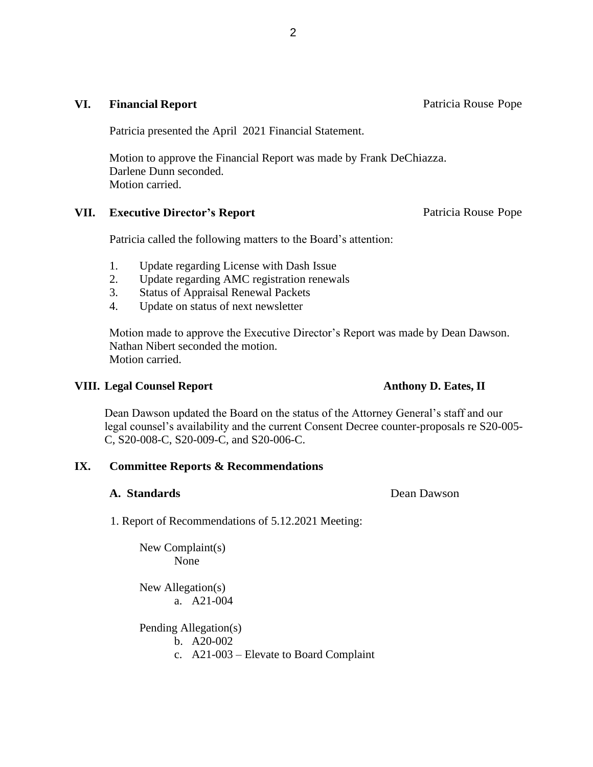## VI. Financial Report — Patricia Rouse Pope

Patricia presented the April 2021 Financial Statement.

Motion to approve the Financial Report was made by Frank DeChiazza.
Darlene Dunn seconded.
Motion carried.

## VII. Executive Director's Report — Patricia Rouse Pope

Patricia called the following matters to the Board's attention:

1. Update regarding License with Dash Issue
2. Update regarding AMC registration renewals
3. Status of Appraisal Renewal Packets
4. Update on status of next newsletter

Motion made to approve the Executive Director's Report was made by Dean Dawson.
Nathan Nibert seconded the motion.
Motion carried.

## VIII. Legal Counsel Report — Anthony D. Eates, II

Dean Dawson updated the Board on the status of the Attorney General's staff and our legal counsel's availability and the current Consent Decree counter-proposals re S20-005-C, S20-008-C, S20-009-C, and S20-006-C.

## IX. Committee Reports & Recommendations

### A. Standards — Dean Dawson

1. Report of Recommendations of 5.12.2021 Meeting:

New Complaint(s)
None

New Allegation(s)
a. A21-004

Pending Allegation(s)
b. A20-002
c. A21-003 – Elevate to Board Complaint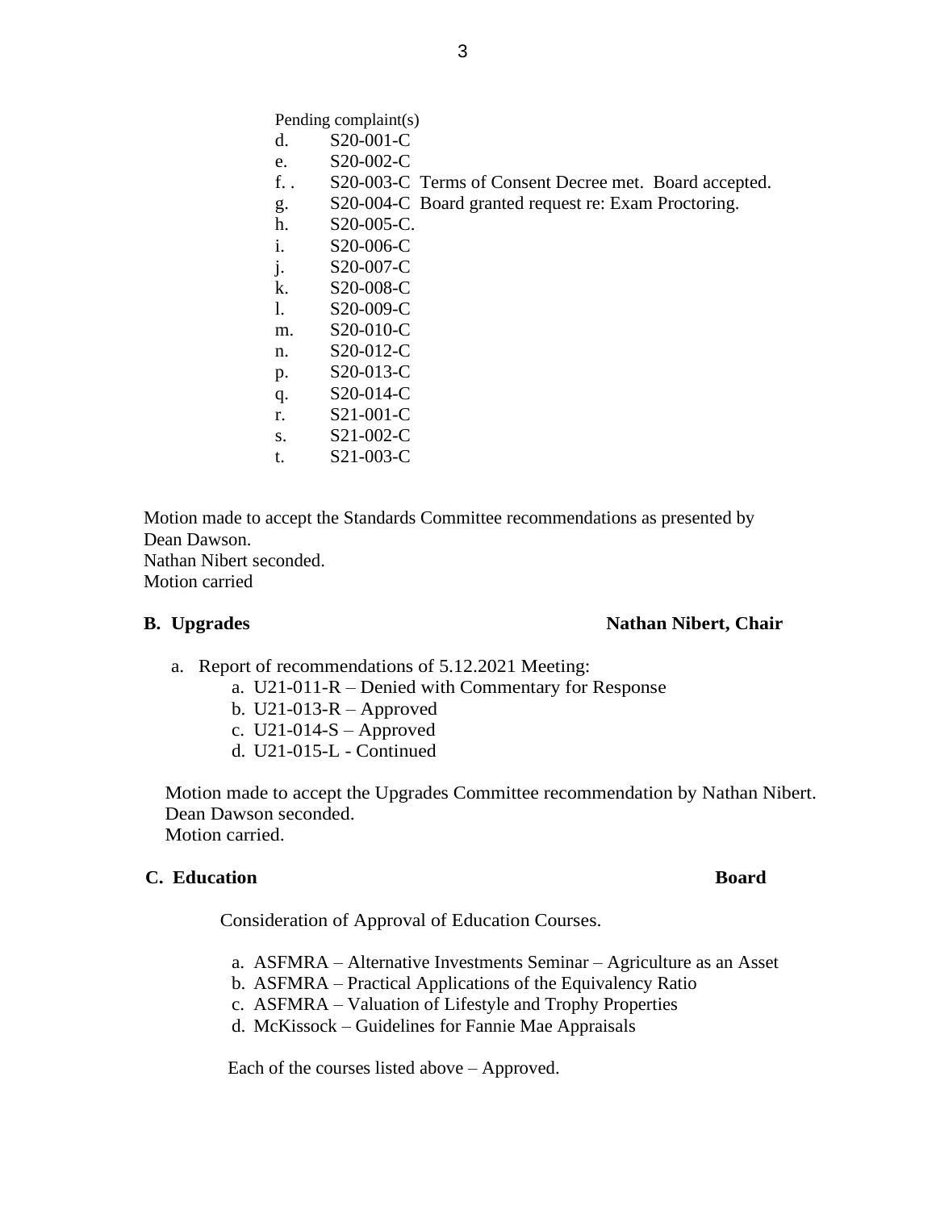Pending complaint(s)

d. S20-001-C
e. S20-002-C
f. . S20-003-C Terms of Consent Decree met. Board accepted.
g. S20-004-C Board granted request re: Exam Proctoring.
h. S20-005-C.
i. S20-006-C
j. S20-007-C
k. S20-008-C
l. S20-009-C
m. S20-010-C
n. S20-012-C
p. S20-013-C
q. S20-014-C
r. S21-001-C
s. S21-002-C
t. S21-003-C

Motion made to accept the Standards Committee recommendations as presented by Dean Dawson.
Nathan Nibert seconded.
Motion carried

**B. Upgrades** **Nathan Nibert, Chair**

a. Report of recommendations of 5.12.2021 Meeting:
   a. U21-011-R – Denied with Commentary for Response
   b. U21-013-R – Approved
   c. U21-014-S – Approved
   d. U21-015-L - Continued

Motion made to accept the Upgrades Committee recommendation by Nathan Nibert.
Dean Dawson seconded.
Motion carried.

**C. Education** **Board**

Consideration of Approval of Education Courses.

a. ASFMRA – Alternative Investments Seminar – Agriculture as an Asset
b. ASFMRA – Practical Applications of the Equivalency Ratio
c. ASFMRA – Valuation of Lifestyle and Trophy Properties
d. McKissock – Guidelines for Fannie Mae Appraisals

Each of the courses listed above – Approved.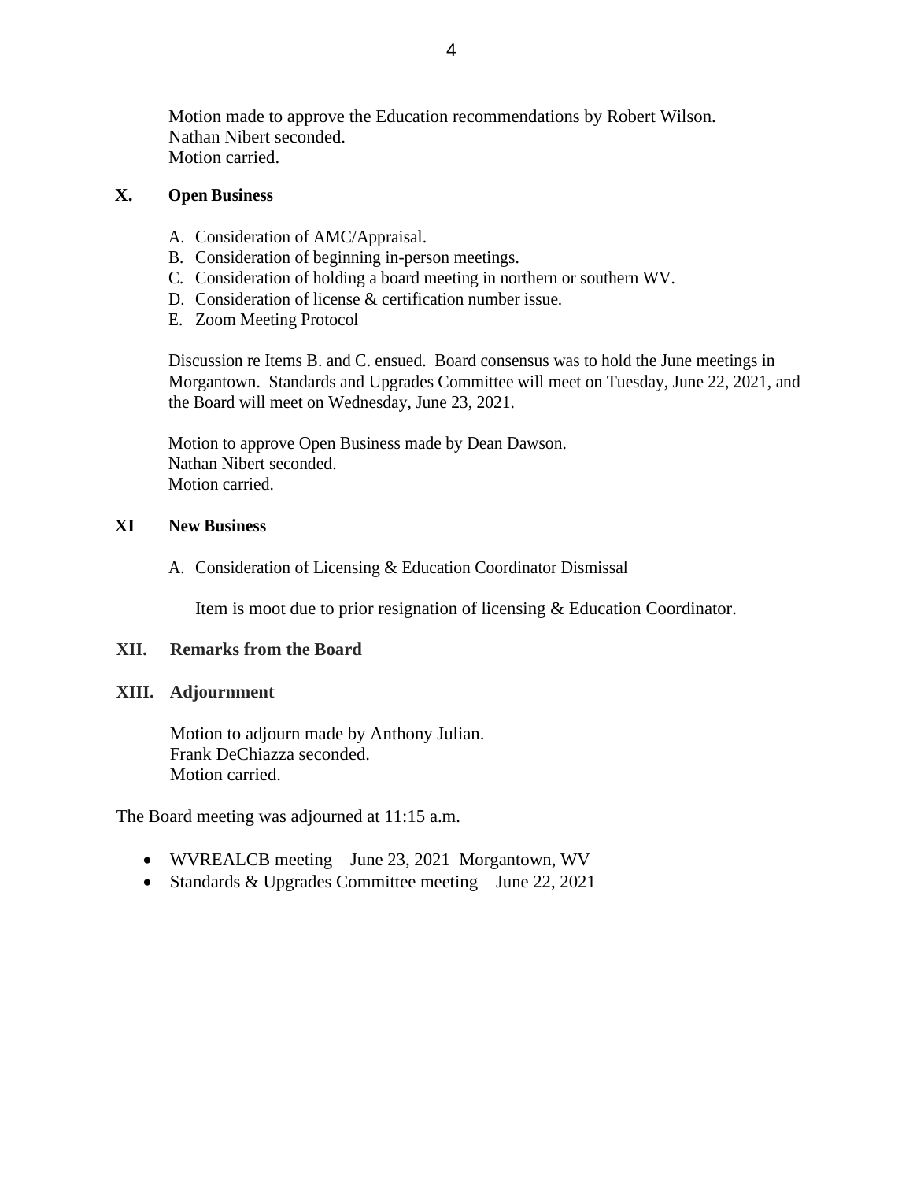Motion made to approve the Education recommendations by Robert Wilson.
Nathan Nibert seconded.
Motion carried.

## X. Open Business

A. Consideration of AMC/Appraisal.
B. Consideration of beginning in-person meetings.
C. Consideration of holding a board meeting in northern or southern WV.
D. Consideration of license & certification number issue.
E. Zoom Meeting Protocol

Discussion re Items B. and C. ensued. Board consensus was to hold the June meetings in Morgantown. Standards and Upgrades Committee will meet on Tuesday, June 22, 2021, and the Board will meet on Wednesday, June 23, 2021.

Motion to approve Open Business made by Dean Dawson.
Nathan Nibert seconded.
Motion carried.

## XI New Business

A. Consideration of Licensing & Education Coordinator Dismissal

Item is moot due to prior resignation of licensing & Education Coordinator.

## XII. Remarks from the Board

## XIII. Adjournment

Motion to adjourn made by Anthony Julian.
Frank DeChiazza seconded.
Motion carried.

The Board meeting was adjourned at 11:15 a.m.

- WVREALCB meeting – June 23, 2021 Morgantown, WV
- Standards & Upgrades Committee meeting – June 22, 2021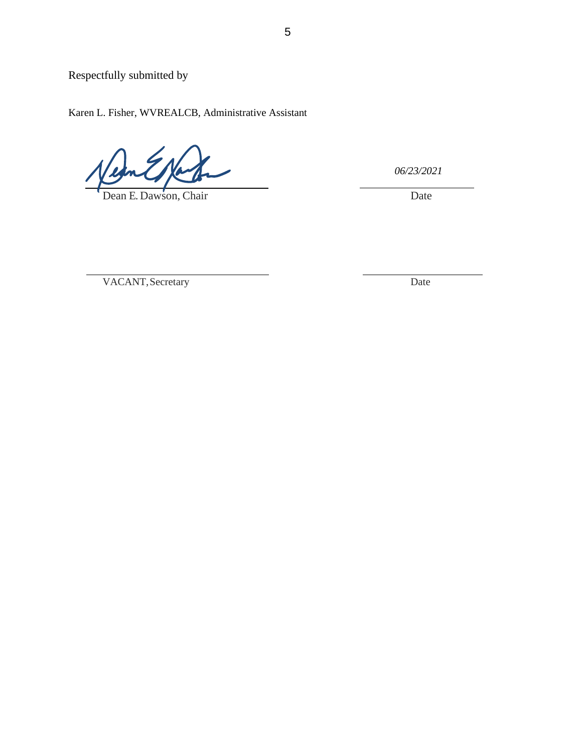Respectfully submitted by

Karen L. Fisher, WVREALCB, Administrative Assistant

| | |
|---|---|
| Dean E. Dawson, Chair | *06/23/2021* Date |
| VACANT, Secretary | Date |